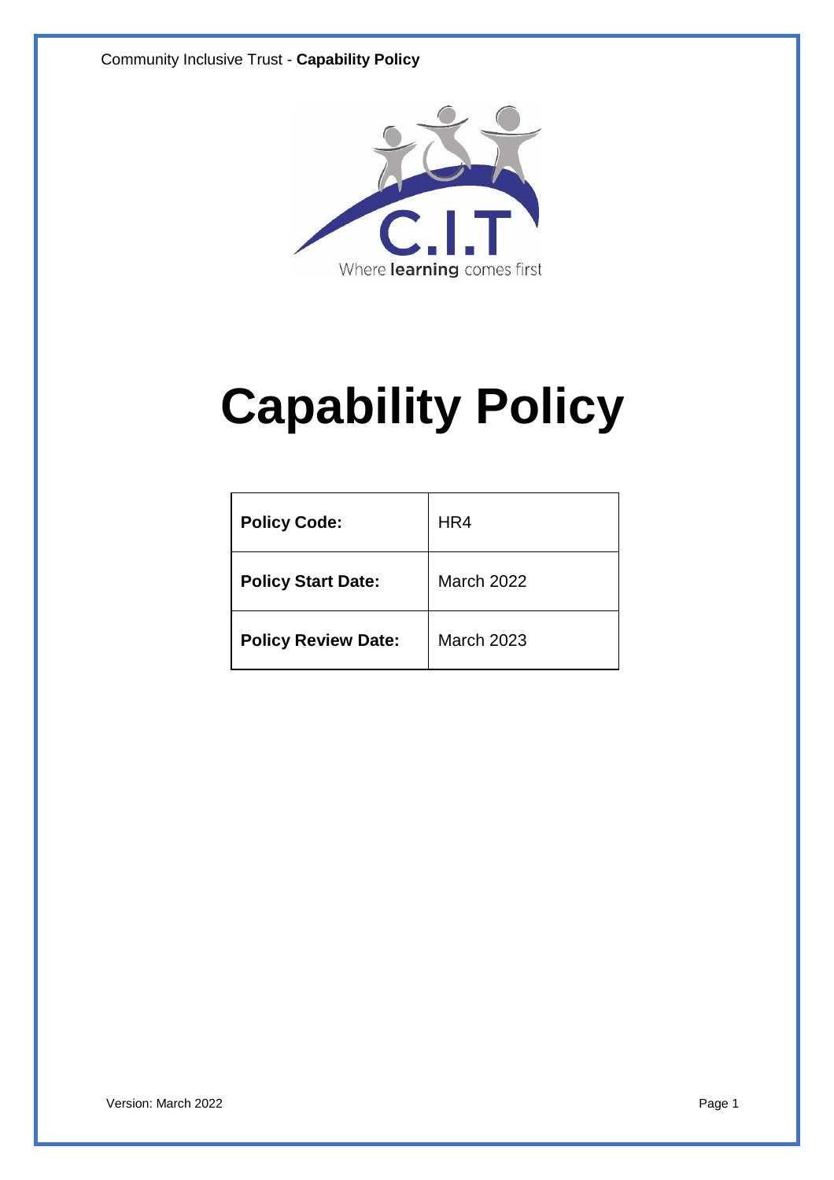Where **learning** comes first

# Capability Policy

| Policy Code: | HR4 |
|---|---|
| **Policy Start Date:** | March 2022 |
| **Policy Review Date:** | March 2023 |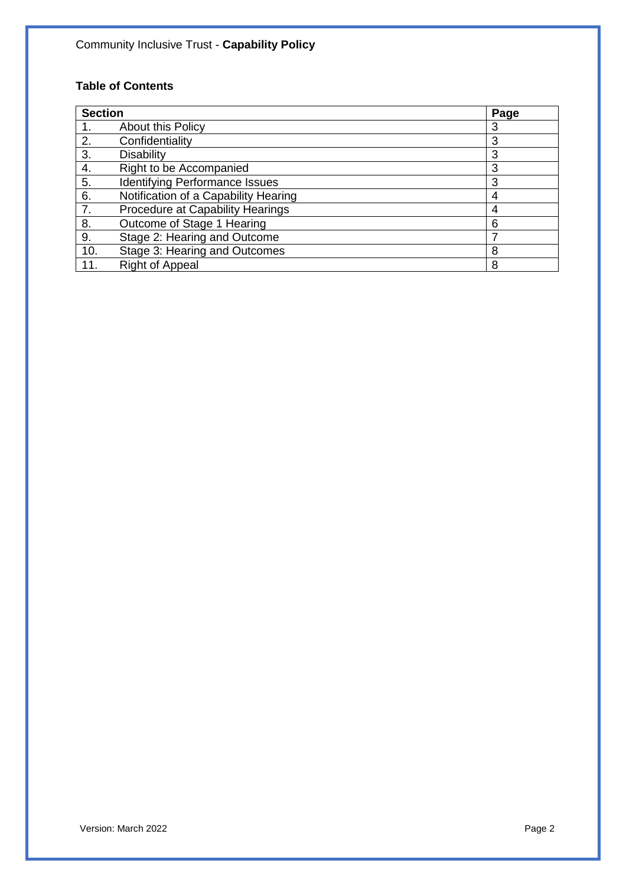**Table of Contents**

| Section | | Page |
|---|---|---|
| 1. | About this Policy | 3 |
| 2. | Confidentiality | 3 |
| 3. | Disability | 3 |
| 4. | Right to be Accompanied | 3 |
| 5. | Identifying Performance Issues | 3 |
| 6. | Notification of a Capability Hearing | 4 |
| 7. | Procedure at Capability Hearings | 4 |
| 8. | Outcome of Stage 1 Hearing | 6 |
| 9. | Stage 2: Hearing and Outcome | 7 |
| 10. | Stage 3: Hearing and Outcomes | 8 |
| 11. | Right of Appeal | 8 |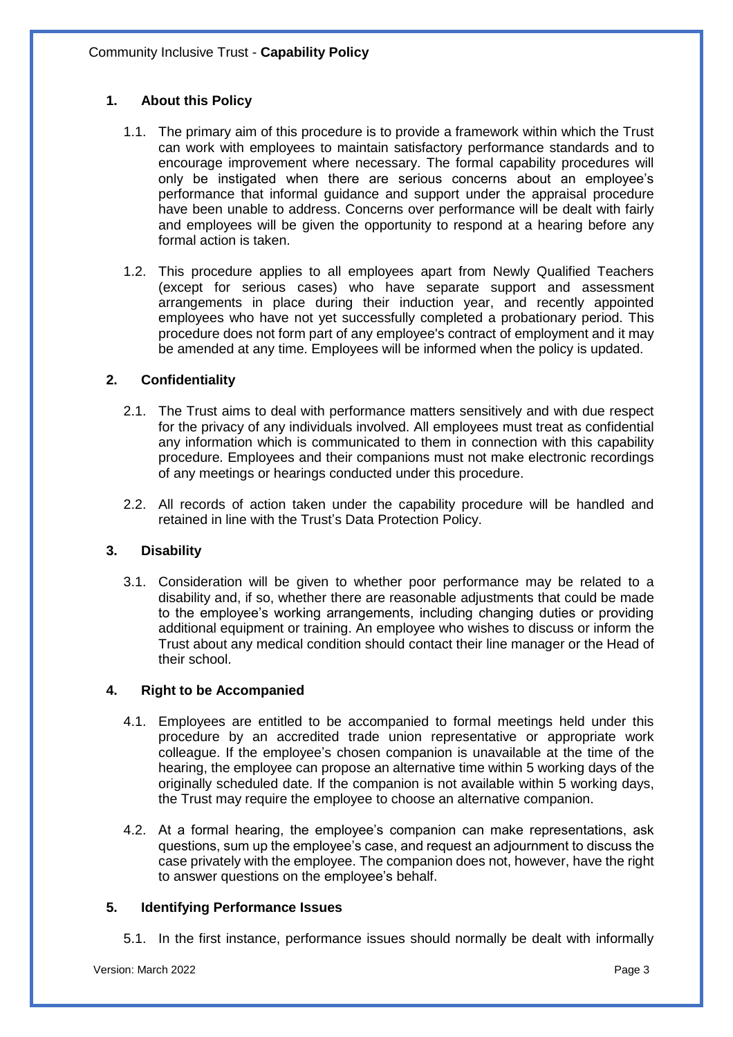## 1. About this Policy

1.1. The primary aim of this procedure is to provide a framework within which the Trust can work with employees to maintain satisfactory performance standards and to encourage improvement where necessary. The formal capability procedures will only be instigated when there are serious concerns about an employee's performance that informal guidance and support under the appraisal procedure have been unable to address. Concerns over performance will be dealt with fairly and employees will be given the opportunity to respond at a hearing before any formal action is taken.

1.2. This procedure applies to all employees apart from Newly Qualified Teachers (except for serious cases) who have separate support and assessment arrangements in place during their induction year, and recently appointed employees who have not yet successfully completed a probationary period. This procedure does not form part of any employee's contract of employment and it may be amended at any time. Employees will be informed when the policy is updated.

## 2. Confidentiality

2.1. The Trust aims to deal with performance matters sensitively and with due respect for the privacy of any individuals involved. All employees must treat as confidential any information which is communicated to them in connection with this capability procedure. Employees and their companions must not make electronic recordings of any meetings or hearings conducted under this procedure.

2.2. All records of action taken under the capability procedure will be handled and retained in line with the Trust's Data Protection Policy.

## 3. Disability

3.1. Consideration will be given to whether poor performance may be related to a disability and, if so, whether there are reasonable adjustments that could be made to the employee's working arrangements, including changing duties or providing additional equipment or training. An employee who wishes to discuss or inform the Trust about any medical condition should contact their line manager or the Head of their school.

## 4. Right to be Accompanied

4.1. Employees are entitled to be accompanied to formal meetings held under this procedure by an accredited trade union representative or appropriate work colleague. If the employee's chosen companion is unavailable at the time of the hearing, the employee can propose an alternative time within 5 working days of the originally scheduled date. If the companion is not available within 5 working days, the Trust may require the employee to choose an alternative companion.

4.2. At a formal hearing, the employee's companion can make representations, ask questions, sum up the employee's case, and request an adjournment to discuss the case privately with the employee. The companion does not, however, have the right to answer questions on the employee's behalf.

## 5. Identifying Performance Issues

5.1. In the first instance, performance issues should normally be dealt with informally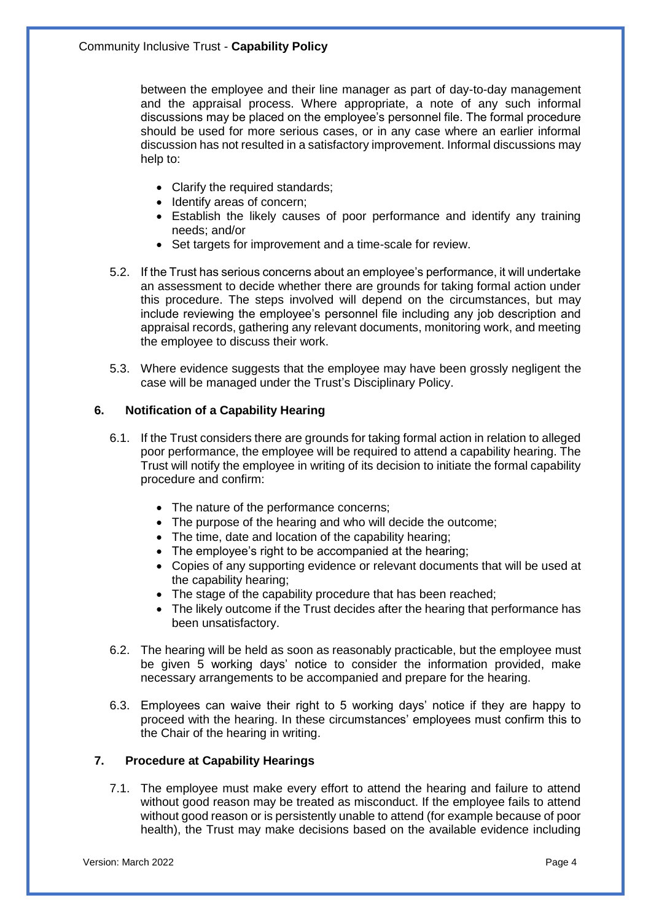between the employee and their line manager as part of day-to-day management and the appraisal process. Where appropriate, a note of any such informal discussions may be placed on the employee's personnel file. The formal procedure should be used for more serious cases, or in any case where an earlier informal discussion has not resulted in a satisfactory improvement. Informal discussions may help to:

- Clarify the required standards;
- Identify areas of concern;
- Establish the likely causes of poor performance and identify any training needs; and/or
- Set targets for improvement and a time-scale for review.

5.2. If the Trust has serious concerns about an employee's performance, it will undertake an assessment to decide whether there are grounds for taking formal action under this procedure. The steps involved will depend on the circumstances, but may include reviewing the employee's personnel file including any job description and appraisal records, gathering any relevant documents, monitoring work, and meeting the employee to discuss their work.

5.3. Where evidence suggests that the employee may have been grossly negligent the case will be managed under the Trust's Disciplinary Policy.

## 6. Notification of a Capability Hearing

6.1. If the Trust considers there are grounds for taking formal action in relation to alleged poor performance, the employee will be required to attend a capability hearing. The Trust will notify the employee in writing of its decision to initiate the formal capability procedure and confirm:

- The nature of the performance concerns;
- The purpose of the hearing and who will decide the outcome;
- The time, date and location of the capability hearing;
- The employee's right to be accompanied at the hearing;
- Copies of any supporting evidence or relevant documents that will be used at the capability hearing;
- The stage of the capability procedure that has been reached;
- The likely outcome if the Trust decides after the hearing that performance has been unsatisfactory.

6.2. The hearing will be held as soon as reasonably practicable, but the employee must be given 5 working days' notice to consider the information provided, make necessary arrangements to be accompanied and prepare for the hearing.

6.3. Employees can waive their right to 5 working days' notice if they are happy to proceed with the hearing. In these circumstances' employees must confirm this to the Chair of the hearing in writing.

## 7. Procedure at Capability Hearings

7.1. The employee must make every effort to attend the hearing and failure to attend without good reason may be treated as misconduct. If the employee fails to attend without good reason or is persistently unable to attend (for example because of poor health), the Trust may make decisions based on the available evidence including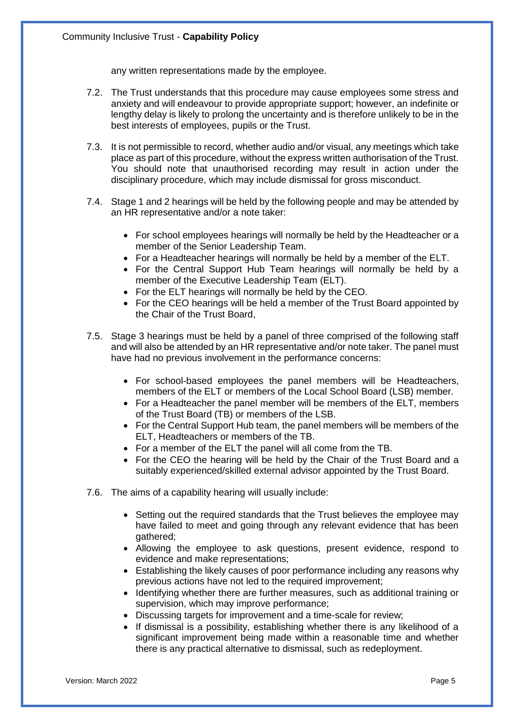any written representations made by the employee.

7.2. The Trust understands that this procedure may cause employees some stress and anxiety and will endeavour to provide appropriate support; however, an indefinite or lengthy delay is likely to prolong the uncertainty and is therefore unlikely to be in the best interests of employees, pupils or the Trust.

7.3. It is not permissible to record, whether audio and/or visual, any meetings which take place as part of this procedure, without the express written authorisation of the Trust. You should note that unauthorised recording may result in action under the disciplinary procedure, which may include dismissal for gross misconduct.

7.4. Stage 1 and 2 hearings will be held by the following people and may be attended by an HR representative and/or a note taker:

- For school employees hearings will normally be held by the Headteacher or a member of the Senior Leadership Team.
- For a Headteacher hearings will normally be held by a member of the ELT.
- For the Central Support Hub Team hearings will normally be held by a member of the Executive Leadership Team (ELT).
- For the ELT hearings will normally be held by the CEO.
- For the CEO hearings will be held a member of the Trust Board appointed by the Chair of the Trust Board,

7.5. Stage 3 hearings must be held by a panel of three comprised of the following staff and will also be attended by an HR representative and/or note taker. The panel must have had no previous involvement in the performance concerns:

- For school-based employees the panel members will be Headteachers, members of the ELT or members of the Local School Board (LSB) member.
- For a Headteacher the panel member will be members of the ELT, members of the Trust Board (TB) or members of the LSB.
- For the Central Support Hub team, the panel members will be members of the ELT, Headteachers or members of the TB.
- For a member of the ELT the panel will all come from the TB.
- For the CEO the hearing will be held by the Chair of the Trust Board and a suitably experienced/skilled external advisor appointed by the Trust Board.

7.6. The aims of a capability hearing will usually include:

- Setting out the required standards that the Trust believes the employee may have failed to meet and going through any relevant evidence that has been gathered;
- Allowing the employee to ask questions, present evidence, respond to evidence and make representations;
- Establishing the likely causes of poor performance including any reasons why previous actions have not led to the required improvement;
- Identifying whether there are further measures, such as additional training or supervision, which may improve performance;
- Discussing targets for improvement and a time-scale for review;
- If dismissal is a possibility, establishing whether there is any likelihood of a significant improvement being made within a reasonable time and whether there is any practical alternative to dismissal, such as redeployment.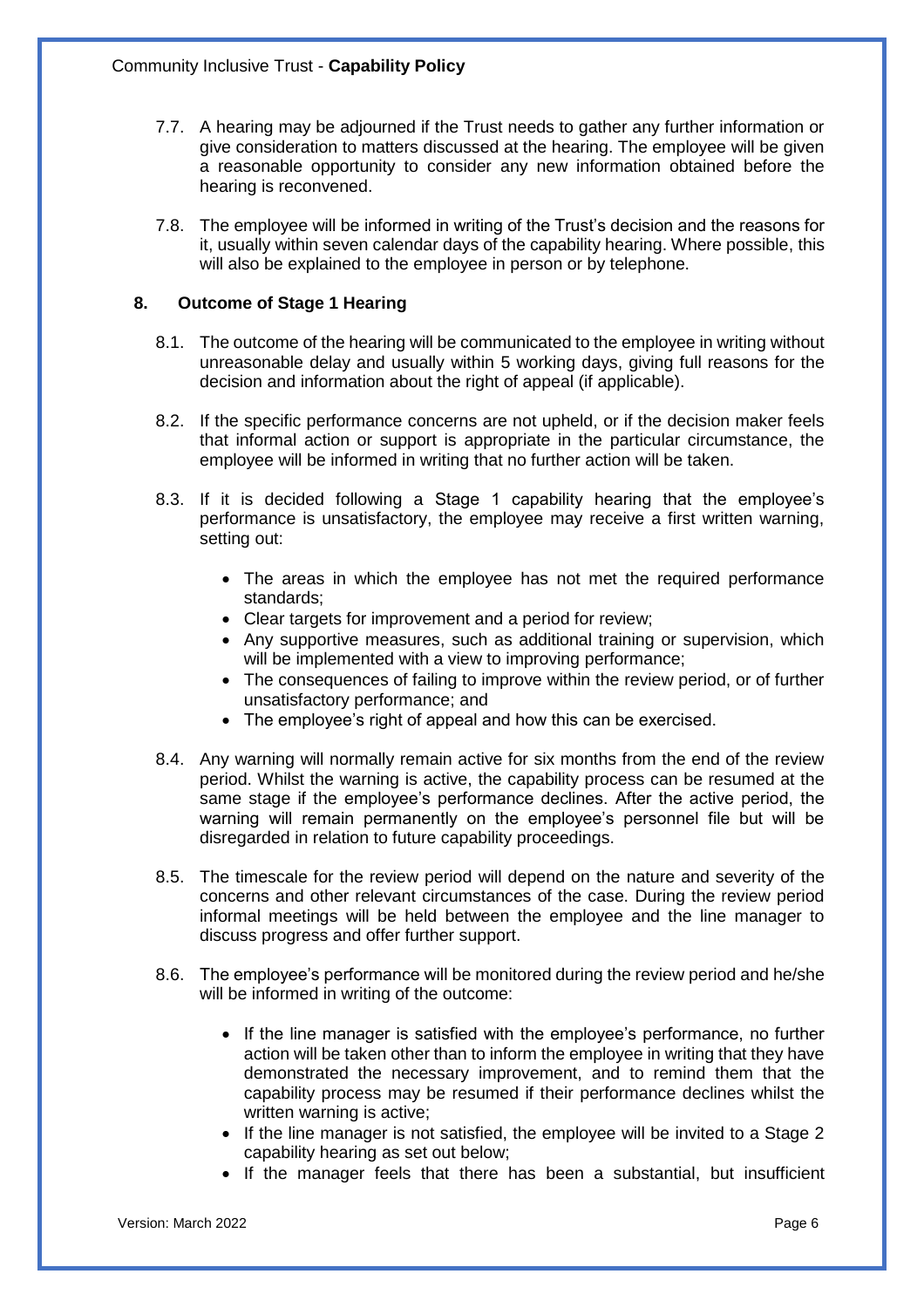7.7. A hearing may be adjourned if the Trust needs to gather any further information or give consideration to matters discussed at the hearing. The employee will be given a reasonable opportunity to consider any new information obtained before the hearing is reconvened.

7.8. The employee will be informed in writing of the Trust's decision and the reasons for it, usually within seven calendar days of the capability hearing. Where possible, this will also be explained to the employee in person or by telephone.

## 8. Outcome of Stage 1 Hearing

8.1. The outcome of the hearing will be communicated to the employee in writing without unreasonable delay and usually within 5 working days, giving full reasons for the decision and information about the right of appeal (if applicable).

8.2. If the specific performance concerns are not upheld, or if the decision maker feels that informal action or support is appropriate in the particular circumstance, the employee will be informed in writing that no further action will be taken.

8.3. If it is decided following a Stage 1 capability hearing that the employee's performance is unsatisfactory, the employee may receive a first written warning, setting out:

- The areas in which the employee has not met the required performance standards;
- Clear targets for improvement and a period for review;
- Any supportive measures, such as additional training or supervision, which will be implemented with a view to improving performance;
- The consequences of failing to improve within the review period, or of further unsatisfactory performance; and
- The employee's right of appeal and how this can be exercised.

8.4. Any warning will normally remain active for six months from the end of the review period. Whilst the warning is active, the capability process can be resumed at the same stage if the employee's performance declines. After the active period, the warning will remain permanently on the employee's personnel file but will be disregarded in relation to future capability proceedings.

8.5. The timescale for the review period will depend on the nature and severity of the concerns and other relevant circumstances of the case. During the review period informal meetings will be held between the employee and the line manager to discuss progress and offer further support.

8.6. The employee's performance will be monitored during the review period and he/she will be informed in writing of the outcome:

- If the line manager is satisfied with the employee's performance, no further action will be taken other than to inform the employee in writing that they have demonstrated the necessary improvement, and to remind them that the capability process may be resumed if their performance declines whilst the written warning is active;
- If the line manager is not satisfied, the employee will be invited to a Stage 2 capability hearing as set out below;
- If the manager feels that there has been a substantial, but insufficient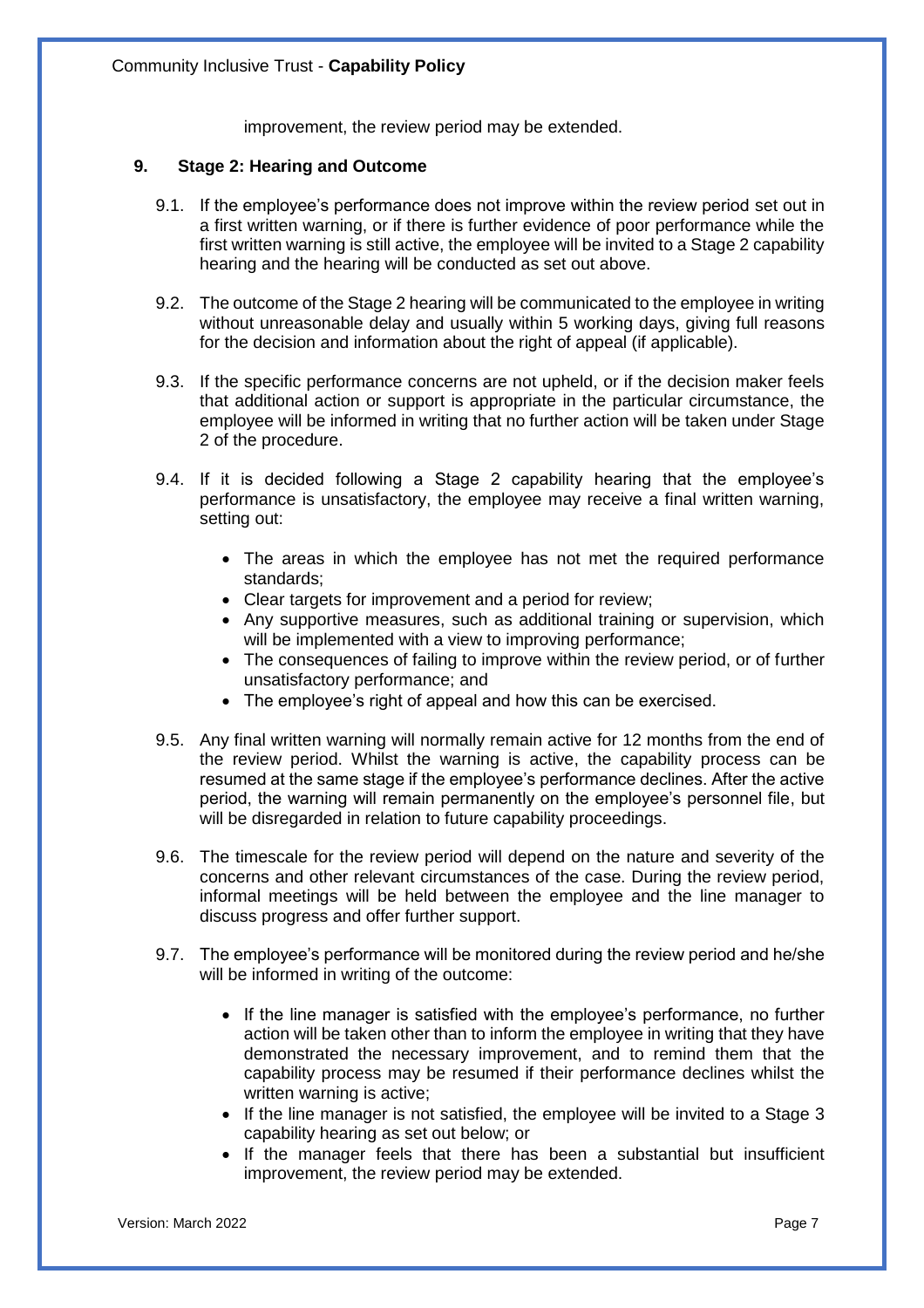improvement, the review period may be extended.

## 9. Stage 2: Hearing and Outcome

9.1. If the employee's performance does not improve within the review period set out in a first written warning, or if there is further evidence of poor performance while the first written warning is still active, the employee will be invited to a Stage 2 capability hearing and the hearing will be conducted as set out above.

9.2. The outcome of the Stage 2 hearing will be communicated to the employee in writing without unreasonable delay and usually within 5 working days, giving full reasons for the decision and information about the right of appeal (if applicable).

9.3. If the specific performance concerns are not upheld, or if the decision maker feels that additional action or support is appropriate in the particular circumstance, the employee will be informed in writing that no further action will be taken under Stage 2 of the procedure.

9.4. If it is decided following a Stage 2 capability hearing that the employee's performance is unsatisfactory, the employee may receive a final written warning, setting out:

- The areas in which the employee has not met the required performance standards;
- Clear targets for improvement and a period for review;
- Any supportive measures, such as additional training or supervision, which will be implemented with a view to improving performance;
- The consequences of failing to improve within the review period, or of further unsatisfactory performance; and
- The employee's right of appeal and how this can be exercised.

9.5. Any final written warning will normally remain active for 12 months from the end of the review period. Whilst the warning is active, the capability process can be resumed at the same stage if the employee's performance declines. After the active period, the warning will remain permanently on the employee's personnel file, but will be disregarded in relation to future capability proceedings.

9.6. The timescale for the review period will depend on the nature and severity of the concerns and other relevant circumstances of the case. During the review period, informal meetings will be held between the employee and the line manager to discuss progress and offer further support.

9.7. The employee's performance will be monitored during the review period and he/she will be informed in writing of the outcome:

- If the line manager is satisfied with the employee's performance, no further action will be taken other than to inform the employee in writing that they have demonstrated the necessary improvement, and to remind them that the capability process may be resumed if their performance declines whilst the written warning is active;
- If the line manager is not satisfied, the employee will be invited to a Stage 3 capability hearing as set out below; or
- If the manager feels that there has been a substantial but insufficient improvement, the review period may be extended.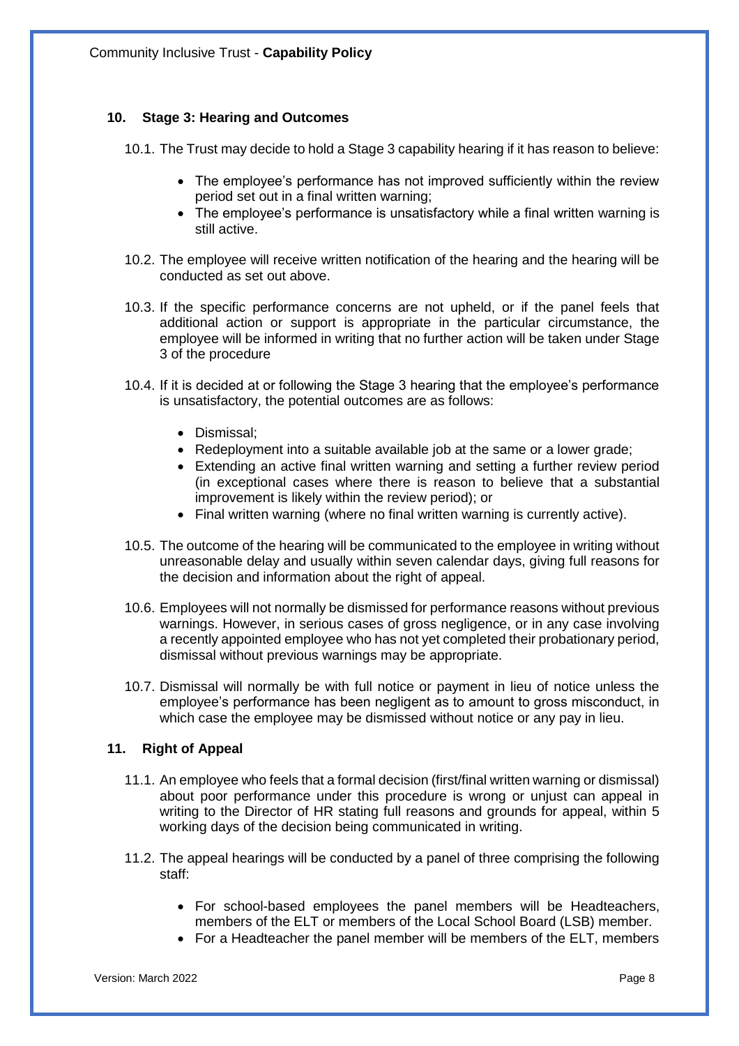## 10. Stage 3: Hearing and Outcomes

10.1. The Trust may decide to hold a Stage 3 capability hearing if it has reason to believe:

- The employee's performance has not improved sufficiently within the review period set out in a final written warning;
- The employee's performance is unsatisfactory while a final written warning is still active.

10.2. The employee will receive written notification of the hearing and the hearing will be conducted as set out above.

10.3. If the specific performance concerns are not upheld, or if the panel feels that additional action or support is appropriate in the particular circumstance, the employee will be informed in writing that no further action will be taken under Stage 3 of the procedure

10.4. If it is decided at or following the Stage 3 hearing that the employee's performance is unsatisfactory, the potential outcomes are as follows:

- Dismissal;
- Redeployment into a suitable available job at the same or a lower grade;
- Extending an active final written warning and setting a further review period (in exceptional cases where there is reason to believe that a substantial improvement is likely within the review period); or
- Final written warning (where no final written warning is currently active).

10.5. The outcome of the hearing will be communicated to the employee in writing without unreasonable delay and usually within seven calendar days, giving full reasons for the decision and information about the right of appeal.

10.6. Employees will not normally be dismissed for performance reasons without previous warnings. However, in serious cases of gross negligence, or in any case involving a recently appointed employee who has not yet completed their probationary period, dismissal without previous warnings may be appropriate.

10.7. Dismissal will normally be with full notice or payment in lieu of notice unless the employee's performance has been negligent as to amount to gross misconduct, in which case the employee may be dismissed without notice or any pay in lieu.

## 11. Right of Appeal

11.1. An employee who feels that a formal decision (first/final written warning or dismissal) about poor performance under this procedure is wrong or unjust can appeal in writing to the Director of HR stating full reasons and grounds for appeal, within 5 working days of the decision being communicated in writing.

11.2. The appeal hearings will be conducted by a panel of three comprising the following staff:

- For school-based employees the panel members will be Headteachers, members of the ELT or members of the Local School Board (LSB) member.
- For a Headteacher the panel member will be members of the ELT, members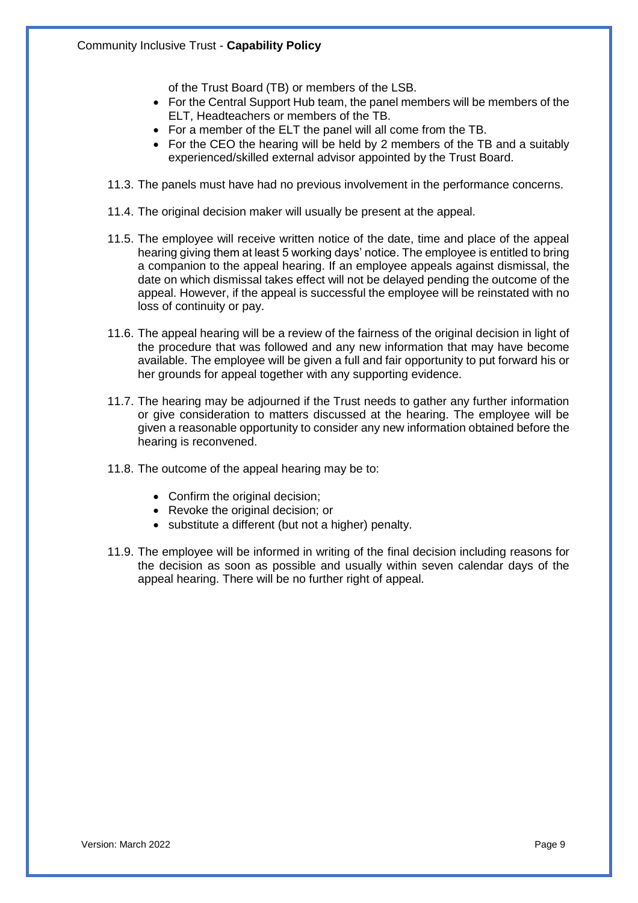of the Trust Board (TB) or members of the LSB.

- For the Central Support Hub team, the panel members will be members of the ELT, Headteachers or members of the TB.
- For a member of the ELT the panel will all come from the TB.
- For the CEO the hearing will be held by 2 members of the TB and a suitably experienced/skilled external advisor appointed by the Trust Board.

11.3. The panels must have had no previous involvement in the performance concerns.

11.4. The original decision maker will usually be present at the appeal.

11.5. The employee will receive written notice of the date, time and place of the appeal hearing giving them at least 5 working days' notice. The employee is entitled to bring a companion to the appeal hearing. If an employee appeals against dismissal, the date on which dismissal takes effect will not be delayed pending the outcome of the appeal. However, if the appeal is successful the employee will be reinstated with no loss of continuity or pay.

11.6. The appeal hearing will be a review of the fairness of the original decision in light of the procedure that was followed and any new information that may have become available. The employee will be given a full and fair opportunity to put forward his or her grounds for appeal together with any supporting evidence.

11.7. The hearing may be adjourned if the Trust needs to gather any further information or give consideration to matters discussed at the hearing. The employee will be given a reasonable opportunity to consider any new information obtained before the hearing is reconvened.

11.8. The outcome of the appeal hearing may be to:

- Confirm the original decision;
- Revoke the original decision; or
- substitute a different (but not a higher) penalty.

11.9. The employee will be informed in writing of the final decision including reasons for the decision as soon as possible and usually within seven calendar days of the appeal hearing. There will be no further right of appeal.